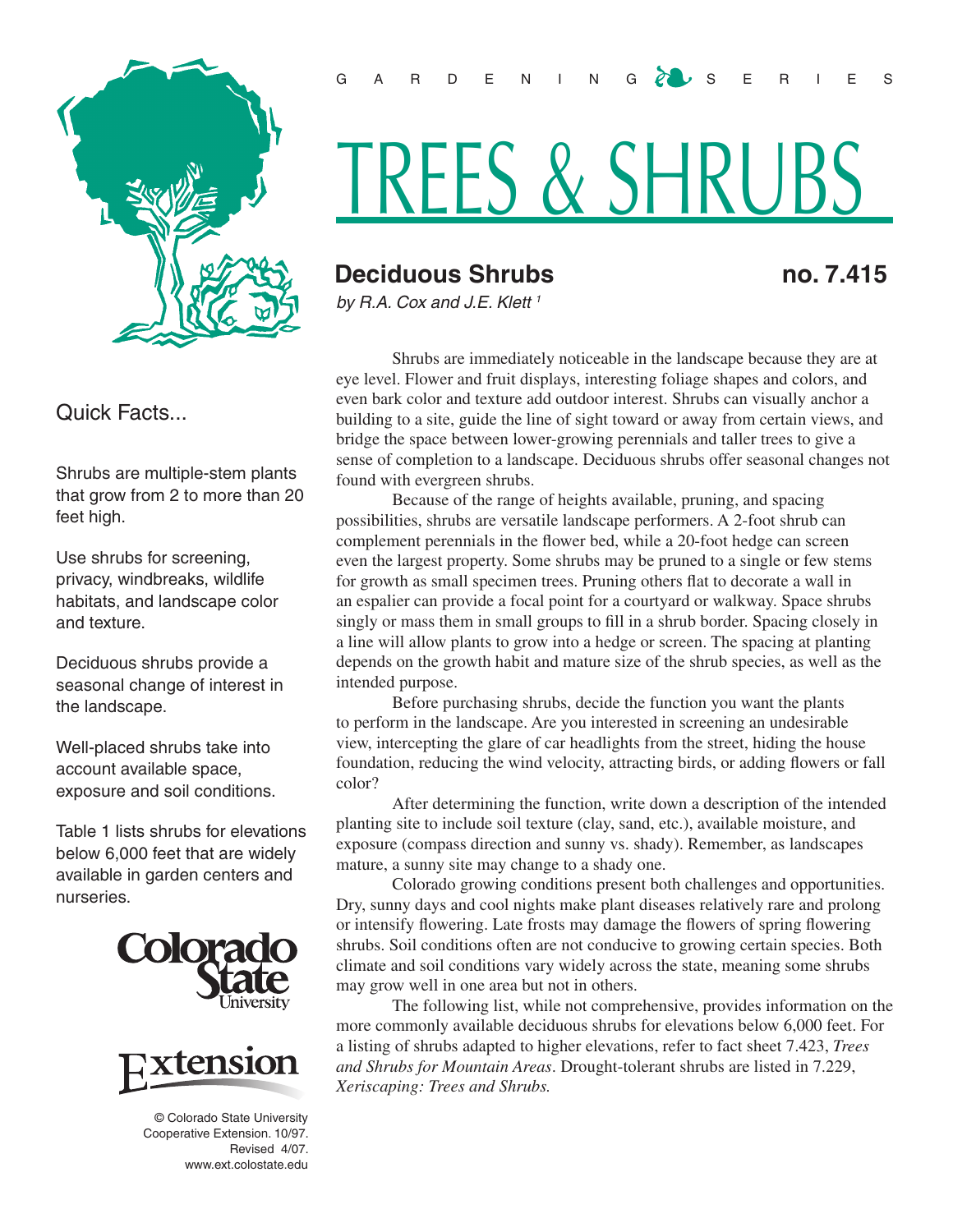GARDENING SERIES

# TREES & SHRUBS

## Deciduous Shrubs

**no. 7.415**

*by R.A. Cox and J.E. Klett [1]*

### Quick Facts...

Shrubs are multiple-stem plants that grow from 2 to more than 20 feet high.

Use shrubs for screening, privacy, windbreaks, wildlife habitats, and landscape color and texture.

Deciduous shrubs provide a seasonal change of interest in the landscape.

Well-placed shrubs take into account available space, exposure and soil conditions.

Table 1 lists shrubs for elevations below 6,000 feet that are widely available in garden centers and nurseries.

Colorado State University

Extension

© Colorado State University Cooperative Extension. 10/97. Revised 4/07. www.ext.colostate.edu

Shrubs are immediately noticeable in the landscape because they are at eye level. Flower and fruit displays, interesting foliage shapes and colors, and even bark color and texture add outdoor interest. Shrubs can visually anchor a building to a site, guide the line of sight toward or away from certain views, and bridge the space between lower-growing perennials and taller trees to give a sense of completion to a landscape. Deciduous shrubs offer seasonal changes not found with evergreen shrubs.

Because of the range of heights available, pruning, and spacing possibilities, shrubs are versatile landscape performers. A 2-foot shrub can complement perennials in the flower bed, while a 20-foot hedge can screen even the largest property. Some shrubs may be pruned to a single or few stems for growth as small specimen trees. Pruning others flat to decorate a wall in an espalier can provide a focal point for a courtyard or walkway. Space shrubs singly or mass them in small groups to fill in a shrub border. Spacing closely in a line will allow plants to grow into a hedge or screen. The spacing at planting depends on the growth habit and mature size of the shrub species, as well as the intended purpose.

Before purchasing shrubs, decide the function you want the plants to perform in the landscape. Are you interested in screening an undesirable view, intercepting the glare of car headlights from the street, hiding the house foundation, reducing the wind velocity, attracting birds, or adding flowers or fall color?

After determining the function, write down a description of the intended planting site to include soil texture (clay, sand, etc.), available moisture, and exposure (compass direction and sunny vs. shady). Remember, as landscapes mature, a sunny site may change to a shady one.

Colorado growing conditions present both challenges and opportunities. Dry, sunny days and cool nights make plant diseases relatively rare and prolong or intensify flowering. Late frosts may damage the flowers of spring flowering shrubs. Soil conditions often are not conducive to growing certain species. Both climate and soil conditions vary widely across the state, meaning some shrubs may grow well in one area but not in others.

The following list, while not comprehensive, provides information on the more commonly available deciduous shrubs for elevations below 6,000 feet. For a listing of shrubs adapted to higher elevations, refer to fact sheet 7.423, *Trees and Shrubs for Mountain Areas*. Drought-tolerant shrubs are listed in 7.229, *Xeriscaping: Trees and Shrubs.*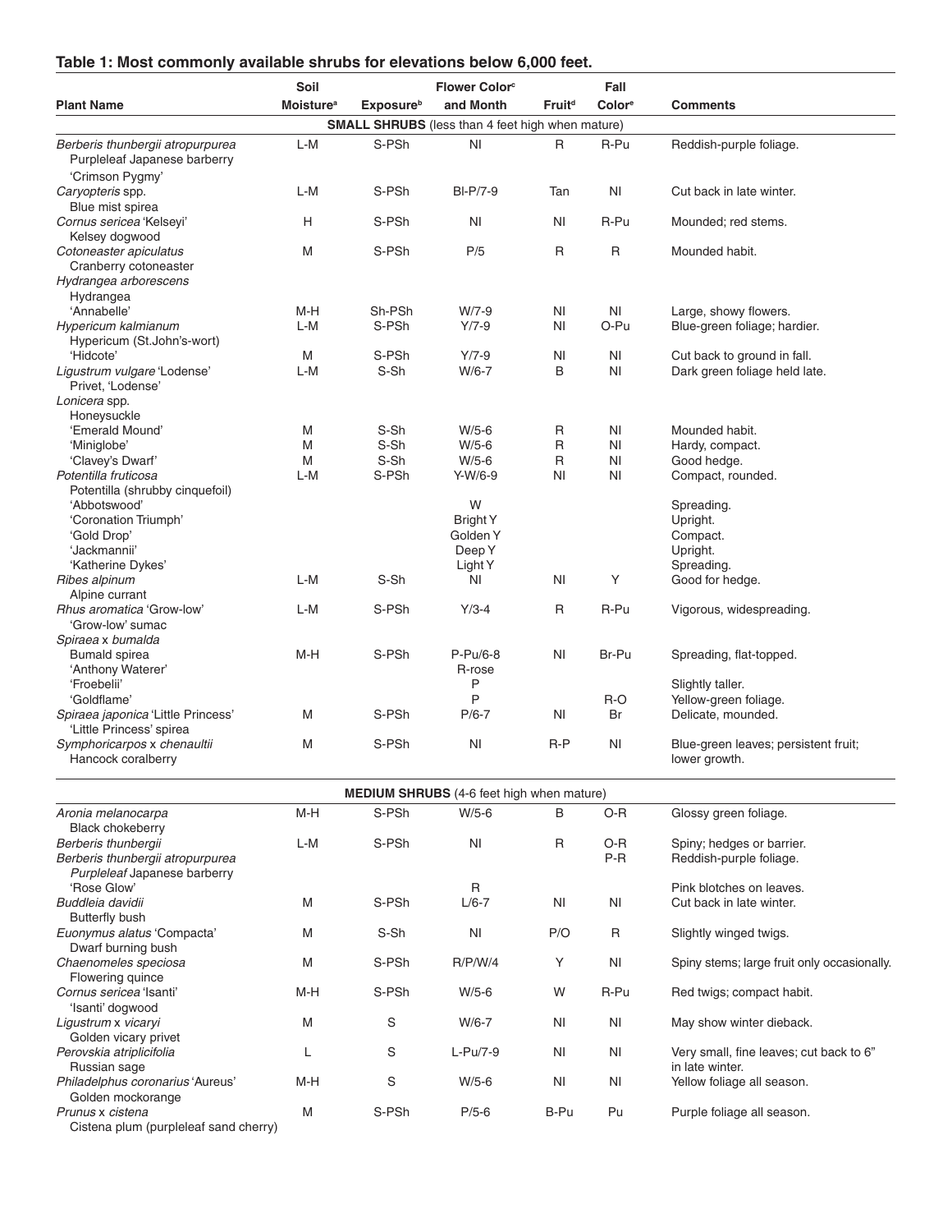### Table 1: Most commonly available shrubs for elevations below 6,000 feet.

| Plant Name | Soil Moisture[a] | Exposure[b] | Flower Color[c] and Month | Fruit[d] | Fall Color[e] | Comments |
|---|---|---|---|---|---|---|
| **SMALL SHRUBS** (less than 4 feet high when mature) | | | | | | |
| *Berberis thunbergii atropurpurea* Purpleleaf Japanese barberry 'Crimson Pygmy' | L-M | S-PSh | Nl | R | R-Pu | Reddish-purple foliage. |
| *Caryopteris* spp. Blue mist spirea | L-M | S-PSh | Bl-P/7-9 | Tan | Nl | Cut back in late winter. |
| *Cornus sericea* 'Kelseyi' Kelsey dogwood | H | S-PSh | Nl | Nl | R-Pu | Mounded; red stems. |
| *Cotoneaster apiculatus* Cranberry cotoneaster | M | S-PSh | P/5 | R | R | Mounded habit. |
| *Hydrangea arborescens* Hydrangea | | | | | | |
| 'Annabelle' | M-H | Sh-PSh | W/7-9 | Nl | Nl | Large, showy flowers. |
| *Hypericum kalmianum* | L-M | S-PSh | Y/7-9 | Nl | O-Pu | Blue-green foliage; hardier. |
| Hypericum (St.John's-wort) | | | | | | |
| 'Hidcote' | M | S-PSh | Y/7-9 | Nl | Nl | Cut back to ground in fall. |
| *Ligustrum vulgare* 'Lodense' Privet, 'Lodense' | L-M | S-Sh | W/6-7 | B | Nl | Dark green foliage held late. |
| *Lonicera* spp. Honeysuckle | | | | | | |
| 'Emerald Mound' | M | S-Sh | W/5-6 | R | Nl | Mounded habit. |
| 'Miniglobe' | M | S-Sh | W/5-6 | R | Nl | Hardy, compact. |
| 'Clavey's Dwarf' | M | S-Sh | W/5-6 | R | Nl | Good hedge. |
| *Potentilla fruticosa* | L-M | S-PSh | Y-W/6-9 | Nl | Nl | Compact, rounded. |
| Potentilla (shrubby cinquefoil) | | | | | | |
| 'Abbotswood' | | | W | | | Spreading. |
| 'Coronation Triumph' | | | Bright Y | | | Upright. |
| 'Gold Drop' | | | Golden Y | | | Compact. |
| 'Jackmannii' | | | Deep Y | | | Upright. |
| 'Katherine Dykes' | | | Light Y | | | Spreading. |
| *Ribes alpinum* Alpine currant | L-M | S-Sh | Nl | Nl | Y | Good for hedge. |
| *Rhus aromatica* 'Grow-low' 'Grow-low' sumac | L-M | S-PSh | Y/3-4 | R | R-Pu | Vigorous, widespreading. |
| *Spiraea* x *bumalda* | | | | | | |
| Bumald spirea | M-H | S-PSh | P-Pu/6-8 | Nl | Br-Pu | Spreading, flat-topped. |
| 'Anthony Waterer' | | | R-rose | | | |
| 'Froebelii' | | | P | | | Slightly taller. |
| 'Goldflame' | | | P | | R-O | Yellow-green foliage. |
| *Spiraea japonica* 'Little Princess' 'Little Princess' spirea | M | S-PSh | P/6-7 | Nl | Br | Delicate, mounded. |
| *Symphoricarpos* x *chenaultii* Hancock coralberry | M | S-PSh | Nl | R-P | Nl | Blue-green leaves; persistent fruit; lower growth. |
| **MEDIUM SHRUBS** (4-6 feet high when mature) | | | | | | |
| *Aronia melanocarpa* Black chokeberry | M-H | S-PSh | W/5-6 | B | O-R | Glossy green foliage. |
| *Berberis thunbergii* | L-M | S-PSh | Nl | R | O-R | Spiny; hedges or barrier. |
| *Berberis thunbergii atropurpurea* *Purpleleaf* Japanese barberry | | | | | P-R | Reddish-purple foliage. |
| 'Rose Glow' | | | R | | | Pink blotches on leaves. |
| *Buddleia davidii* Butterfly bush | M | S-PSh | L/6-7 | Nl | Nl | Cut back in late winter. |
| *Euonymus alatus* 'Compacta' Dwarf burning bush | M | S-Sh | Nl | P/O | R | Slightly winged twigs. |
| *Chaenomeles speciosa* Flowering quince | M | S-PSh | R/P/W/4 | Y | Nl | Spiny stems; large fruit only occasionally. |
| *Cornus sericea* 'Isanti' 'Isanti' dogwood | M-H | S-PSh | W/5-6 | W | R-Pu | Red twigs; compact habit. |
| *Ligustrum* x *vicaryi* Golden vicary privet | M | S | W/6-7 | Nl | Nl | May show winter dieback. |
| *Perovskia atriplicifolia* Russian sage | L | S | L-Pu/7-9 | Nl | Nl | Very small, fine leaves; cut back to 6" in late winter. |
| *Philadelphus coronarius* 'Aureus' Golden mockorange | M-H | S | W/5-6 | Nl | Nl | Yellow foliage all season. |
| *Prunus* x *cistena* Cistena plum (purpleleaf sand cherry) | M | S-PSh | P/5-6 | B-Pu | Pu | Purple foliage all season. |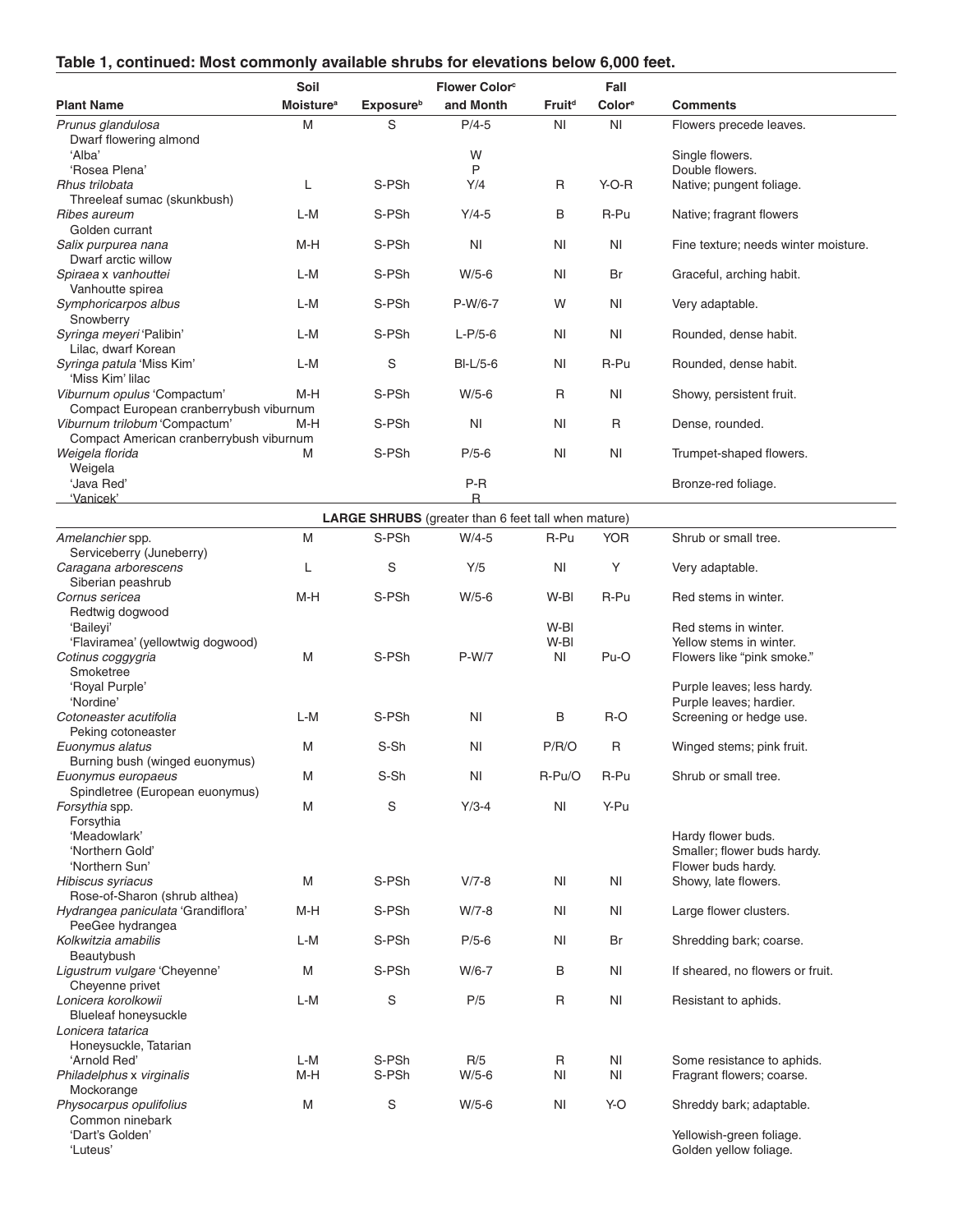### Table 1, continued: Most commonly available shrubs for elevations below 6,000 feet.

| Plant Name | Soil Moisture[a] | Exposure[b] | Flower Color[c] and Month | Fruit[d] | Fall Color[e] | Comments |
|---|---|---|---|---|---|---|
| *Prunus glandulosa* Dwarf flowering almond | M | S | P/4-5 | NI | NI | Flowers precede leaves. |
| 'Alba' | | | W | | | Single flowers. |
| 'Rosea Plena' | | | P | | | Double flowers. |
| *Rhus trilobata* Threeleaf sumac (skunkbush) | L | S-PSh | Y/4 | R | Y-O-R | Native; pungent foliage. |
| *Ribes aureum* Golden currant | L-M | S-PSh | Y/4-5 | B | R-Pu | Native; fragrant flowers |
| *Salix purpurea nana* Dwarf arctic willow | M-H | S-PSh | NI | NI | NI | Fine texture; needs winter moisture. |
| *Spiraea* x *vanhouttei* Vanhoutte spirea | L-M | S-PSh | W/5-6 | NI | Br | Graceful, arching habit. |
| *Symphoricarpos albus* Snowberry | L-M | S-PSh | P-W/6-7 | W | NI | Very adaptable. |
| *Syringa meyeri* 'Palibin' Lilac, dwarf Korean | L-M | S-PSh | L-P/5-6 | NI | NI | Rounded, dense habit. |
| *Syringa patula* 'Miss Kim' 'Miss Kim' lilac | L-M | S | Bl-L/5-6 | NI | R-Pu | Rounded, dense habit. |
| *Viburnum opulus* 'Compactum' Compact European cranberrybush viburnum | M-H | S-PSh | W/5-6 | R | NI | Showy, persistent fruit. |
| *Viburnum trilobum* 'Compactum' Compact American cranberrybush viburnum | M-H | S-PSh | NI | NI | R | Dense, rounded. |
| *Weigela florida* Weigela | M | S-PSh | P/5-6 | NI | NI | Trumpet-shaped flowers. |
| 'Java Red' | | | P-R | | | Bronze-red foliage. |
| 'Vanicek' | | | R | | | |
| **LARGE SHRUBS** (greater than 6 feet tall when mature) | | | | | | |
| *Amelanchier* spp. Serviceberry (Juneberry) | M | S-PSh | W/4-5 | R-Pu | YOR | Shrub or small tree. |
| *Caragana arborescens* Siberian peashrub | L | S | Y/5 | NI | Y | Very adaptable. |
| *Cornus sericea* Redtwig dogwood | M-H | S-PSh | W/5-6 | W-Bl | R-Pu | Red stems in winter. |
| 'Baileyi' | | | | W-Bl | | Red stems in winter. |
| 'Flaviramea' (yellowtwig dogwood) | | | | W-Bl | | Yellow stems in winter. |
| *Cotinus coggygria* Smoketree | M | S-PSh | P-W/7 | NI | Pu-O | Flowers like "pink smoke." |
| 'Royal Purple' | | | | | | Purple leaves; less hardy. |
| 'Nordine' | | | | | | Purple leaves; hardier. |
| *Cotoneaster acutifolia* Peking cotoneaster | L-M | S-PSh | NI | B | R-O | Screening or hedge use. |
| *Euonymus alatus* Burning bush (winged euonymus) | M | S-Sh | NI | P/R/O | R | Winged stems; pink fruit. |
| *Euonymus europaeus* Spindletree (European euonymus) | M | S-Sh | NI | R-Pu/O | R-Pu | Shrub or small tree. |
| *Forsythia* spp. Forsythia | M | S | Y/3-4 | NI | Y-Pu | |
| 'Meadowlark' | | | | | | Hardy flower buds. |
| 'Northern Gold' | | | | | | Smaller; flower buds hardy. |
| 'Northern Sun' | | | | | | Flower buds hardy. |
| *Hibiscus syriacus* Rose-of-Sharon (shrub althea) | M | S-PSh | V/7-8 | NI | NI | Showy, late flowers. |
| *Hydrangea paniculata* 'Grandiflora' PeeGee hydrangea | M-H | S-PSh | W/7-8 | NI | NI | Large flower clusters. |
| *Kolkwitzia amabilis* Beautybush | L-M | S-PSh | P/5-6 | NI | Br | Shredding bark; coarse. |
| *Ligustrum vulgare* 'Cheyenne' Cheyenne privet | M | S-PSh | W/6-7 | B | NI | If sheared, no flowers or fruit. |
| *Lonicera korolkowii* Blueleaf honeysuckle | L-M | S | P/5 | R | NI | Resistant to aphids. |
| *Lonicera tatarica* Honeysuckle, Tatarian | | | | | | |
| 'Arnold Red' | L-M | S-PSh | R/5 | R | NI | Some resistance to aphids. |
| *Philadelphus* x *virginalis* Mockorange | M-H | S-PSh | W/5-6 | NI | NI | Fragrant flowers; coarse. |
| *Physocarpus opulifolius* Common ninebark | M | S | W/5-6 | NI | Y-O | Shreddy bark; adaptable. |
| 'Dart's Golden' | | | | | | Yellowish-green foliage. |
| 'Luteus' | | | | | | Golden yellow foliage. |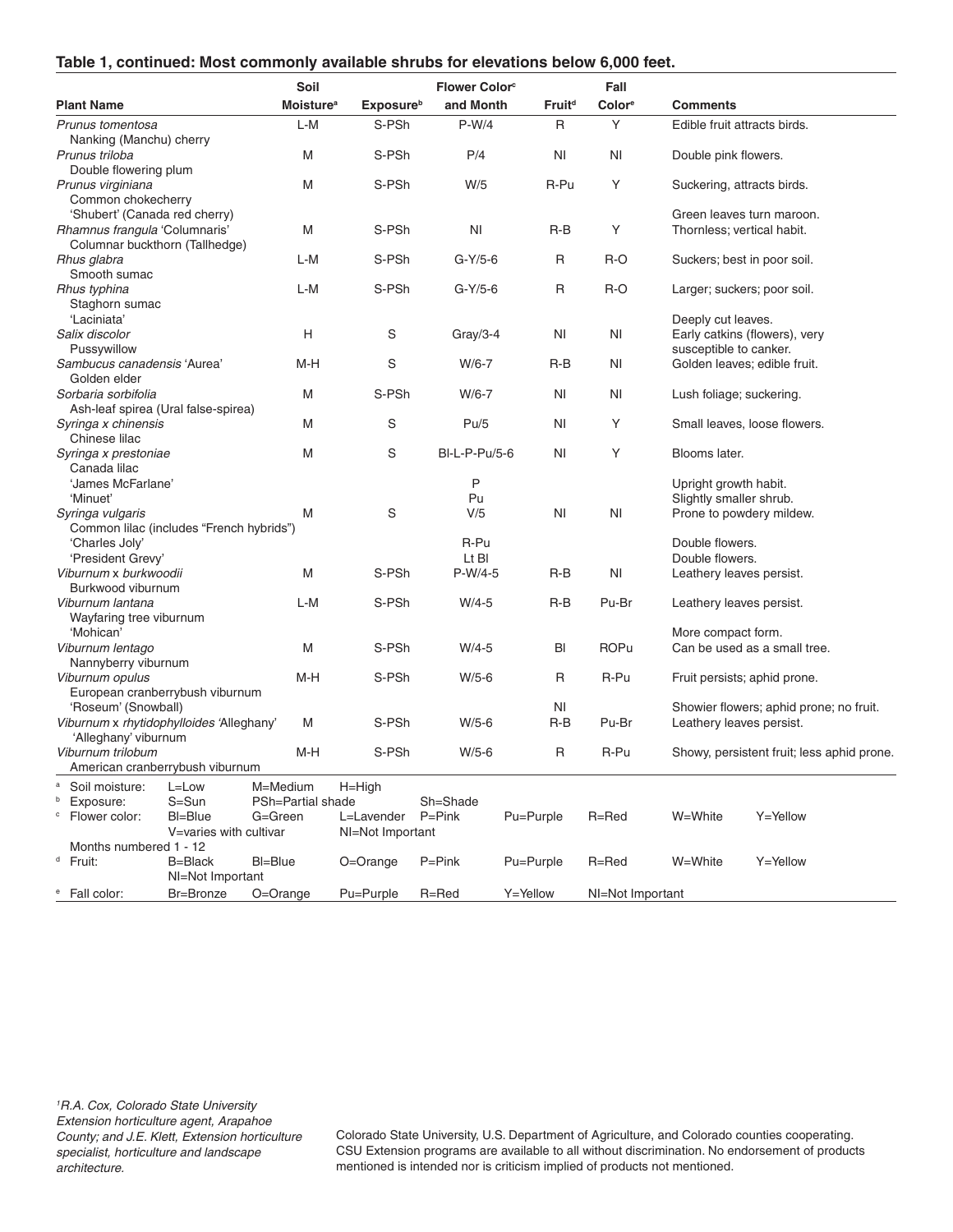### Table 1, continued: Most commonly available shrubs for elevations below 6,000 feet.

| Plant Name | Soil Moisture[a] | Exposure[b] | Flower Color[c] and Month | Fruit[d] | Fall Color[e] | Comments |
|---|---|---|---|---|---|---|
| *Prunus tomentosa* Nanking (Manchu) cherry | L-M | S-PSh | P-W/4 | R | Y | Edible fruit attracts birds. |
| *Prunus triloba* Double flowering plum | M | S-PSh | P/4 | NI | NI | Double pink flowers. |
| *Prunus virginiana* Common chokecherry | M | S-PSh | W/5 | R-Pu | Y | Suckering, attracts birds. |
| 'Shubert' (Canada red cherry) | | | | | | Green leaves turn maroon. |
| *Rhamnus frangula* 'Columnaris' Columnar buckthorn (Tallhedge) | M | S-PSh | NI | R-B | Y | Thornless; vertical habit. |
| *Rhus glabra* Smooth sumac | L-M | S-PSh | G-Y/5-6 | R | R-O | Suckers; best in poor soil. |
| *Rhus typhina* Staghorn sumac | L-M | S-PSh | G-Y/5-6 | R | R-O | Larger; suckers; poor soil. |
| 'Laciniata' | | | | | | Deeply cut leaves. |
| *Salix discolor* Pussywillow | H | S | Gray/3-4 | NI | NI | Early catkins (flowers), very susceptible to canker. |
| *Sambucus canadensis* 'Aurea' Golden elder | M-H | S | W/6-7 | R-B | NI | Golden leaves; edible fruit. |
| *Sorbaria sorbifolia* Ash-leaf spirea (Ural false-spirea) | M | S-PSh | W/6-7 | NI | NI | Lush foliage; suckering. |
| *Syringa x chinensis* Chinese lilac | M | S | Pu/5 | NI | Y | Small leaves, loose flowers. |
| *Syringa x prestoniae* Canada lilac | M | S | Bl-L-P-Pu/5-6 | NI | Y | Blooms later. |
| 'James McFarlane' | | | P | | | Upright growth habit. |
| 'Minuet' | | | Pu | | | Slightly smaller shrub. |
| *Syringa vulgaris* Common lilac (includes "French hybrids") | M | S | V/5 | NI | NI | Prone to powdery mildew. |
| 'Charles Joly' | | | R-Pu | | | Double flowers. |
| 'President Grevy' | | | Lt Bl | | | Double flowers. |
| *Viburnum* x *burkwoodii* Burkwood viburnum | M | S-PSh | P-W/4-5 | R-B | NI | Leathery leaves persist. |
| *Viburnum lantana* Wayfaring tree viburnum | L-M | S-PSh | W/4-5 | R-B | Pu-Br | Leathery leaves persist. |
| 'Mohican' | | | | | | More compact form. |
| *Viburnum lentago* Nannyberry viburnum | M | S-PSh | W/4-5 | Bl | ROPu | Can be used as a small tree. |
| *Viburnum opulus* European cranberrybush viburnum | M-H | S-PSh | W/5-6 | R | R-Pu | Fruit persists; aphid prone. |
| 'Roseum' (Snowball) | | | | NI | | Showier flowers; aphid prone; no fruit. |
| *Viburnum* x *rhytidophylloides* 'Alleghany' 'Alleghany' viburnum | M | S-PSh | W/5-6 | R-B | Pu-Br | Leathery leaves persist. |
| *Viburnum trilobum* American cranberrybush viburnum | M-H | S-PSh | W/5-6 | R | R-Pu | Showy, persistent fruit; less aphid prone. |

[a] Soil moisture: L=Low M=Medium H=High
[b] Exposure: S=Sun PSh=Partial shade Sh=Shade
[c] Flower color: Bl=Blue G=Green L=Lavender P=Pink Pu=Purple R=Red W=White Y=Yellow V=varies with cultivar NI=Not Important
Months numbered 1 - 12
[d] Fruit: B=Black Bl=Blue O=Orange P=Pink Pu=Purple R=Red W=White Y=Yellow NI=Not Important
[e] Fall color: Br=Bronze O=Orange Pu=Purple R=Red Y=Yellow NI=Not Important

[1]*R.A. Cox, Colorado State University Extension horticulture agent, Arapahoe County; and J.E. Klett, Extension horticulture specialist, horticulture and landscape architecture.*

Colorado State University, U.S. Department of Agriculture, and Colorado counties cooperating. CSU Extension programs are available to all without discrimination. No endorsement of products mentioned is intended nor is criticism implied of products not mentioned.